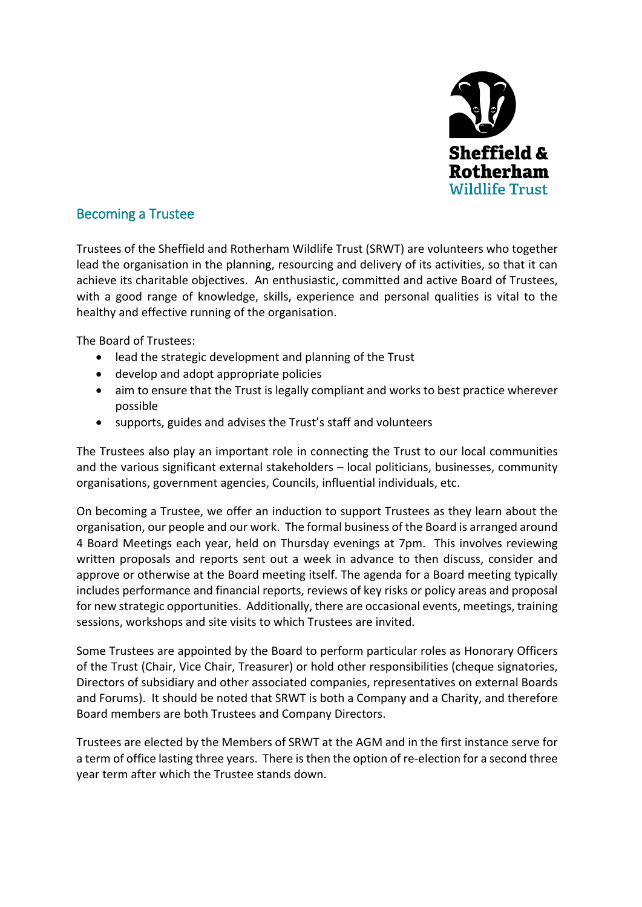## Becoming a Trustee

Trustees of the Sheffield and Rotherham Wildlife Trust (SRWT) are volunteers who together lead the organisation in the planning, resourcing and delivery of its activities, so that it can achieve its charitable objectives. An enthusiastic, committed and active Board of Trustees, with a good range of knowledge, skills, experience and personal qualities is vital to the healthy and effective running of the organisation.

The Board of Trustees:

- lead the strategic development and planning of the Trust
- develop and adopt appropriate policies
- aim to ensure that the Trust is legally compliant and works to best practice wherever possible
- supports, guides and advises the Trust's staff and volunteers

The Trustees also play an important role in connecting the Trust to our local communities and the various significant external stakeholders – local politicians, businesses, community organisations, government agencies, Councils, influential individuals, etc.

On becoming a Trustee, we offer an induction to support Trustees as they learn about the organisation, our people and our work. The formal business of the Board is arranged around 4 Board Meetings each year, held on Thursday evenings at 7pm. This involves reviewing written proposals and reports sent out a week in advance to then discuss, consider and approve or otherwise at the Board meeting itself. The agenda for a Board meeting typically includes performance and financial reports, reviews of key risks or policy areas and proposal for new strategic opportunities. Additionally, there are occasional events, meetings, training sessions, workshops and site visits to which Trustees are invited.

Some Trustees are appointed by the Board to perform particular roles as Honorary Officers of the Trust (Chair, Vice Chair, Treasurer) or hold other responsibilities (cheque signatories, Directors of subsidiary and other associated companies, representatives on external Boards and Forums). It should be noted that SRWT is both a Company and a Charity, and therefore Board members are both Trustees and Company Directors.

Trustees are elected by the Members of SRWT at the AGM and in the first instance serve for a term of office lasting three years. There is then the option of re-election for a second three year term after which the Trustee stands down.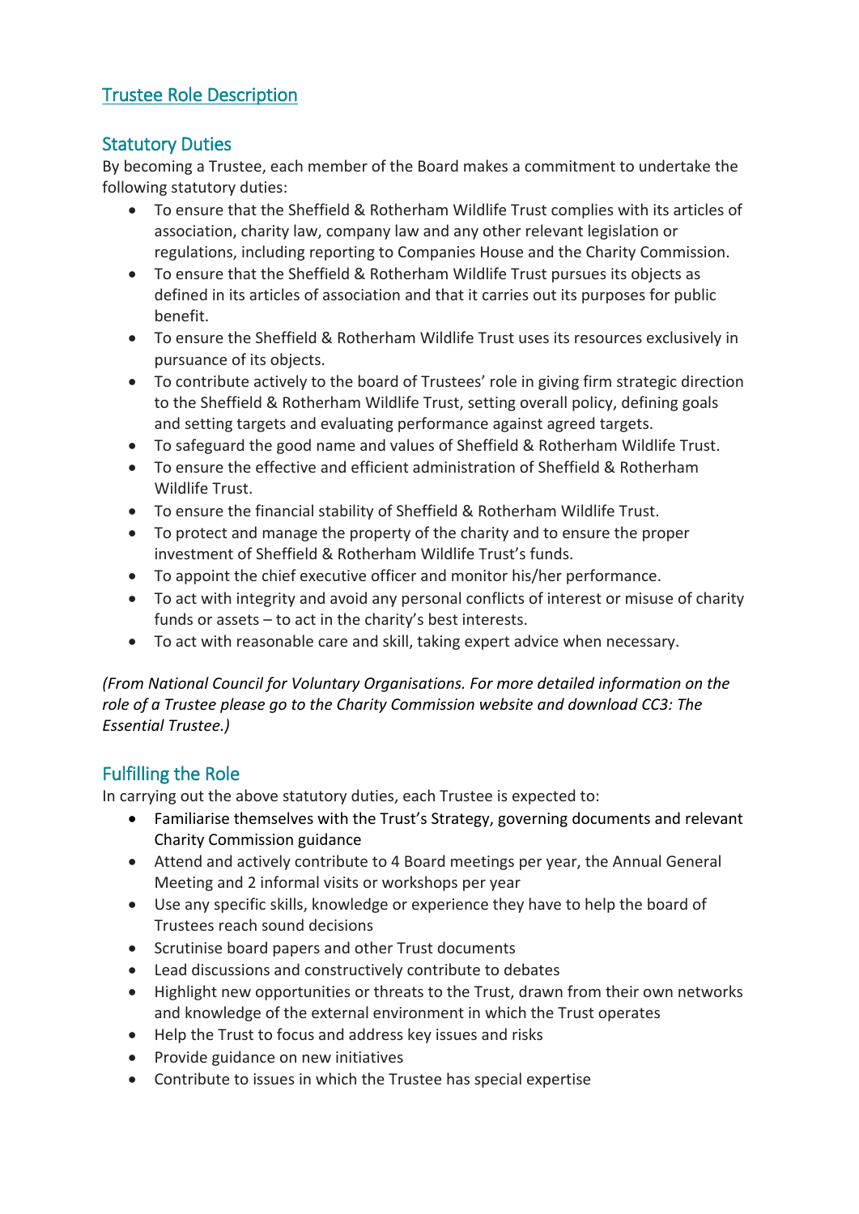## Trustee Role Description

### Statutory Duties

By becoming a Trustee, each member of the Board makes a commitment to undertake the following statutory duties:

- To ensure that the Sheffield & Rotherham Wildlife Trust complies with its articles of association, charity law, company law and any other relevant legislation or regulations, including reporting to Companies House and the Charity Commission.
- To ensure that the Sheffield & Rotherham Wildlife Trust pursues its objects as defined in its articles of association and that it carries out its purposes for public benefit.
- To ensure the Sheffield & Rotherham Wildlife Trust uses its resources exclusively in pursuance of its objects.
- To contribute actively to the board of Trustees' role in giving firm strategic direction to the Sheffield & Rotherham Wildlife Trust, setting overall policy, defining goals and setting targets and evaluating performance against agreed targets.
- To safeguard the good name and values of Sheffield & Rotherham Wildlife Trust.
- To ensure the effective and efficient administration of Sheffield & Rotherham Wildlife Trust.
- To ensure the financial stability of Sheffield & Rotherham Wildlife Trust.
- To protect and manage the property of the charity and to ensure the proper investment of Sheffield & Rotherham Wildlife Trust's funds.
- To appoint the chief executive officer and monitor his/her performance.
- To act with integrity and avoid any personal conflicts of interest or misuse of charity funds or assets – to act in the charity's best interests.
- To act with reasonable care and skill, taking expert advice when necessary.

*(From National Council for Voluntary Organisations. For more detailed information on the role of a Trustee please go to the Charity Commission website and download CC3: The Essential Trustee.)*

### Fulfilling the Role

In carrying out the above statutory duties, each Trustee is expected to:

- Familiarise themselves with the Trust's Strategy, governing documents and relevant Charity Commission guidance
- Attend and actively contribute to 4 Board meetings per year, the Annual General Meeting and 2 informal visits or workshops per year
- Use any specific skills, knowledge or experience they have to help the board of Trustees reach sound decisions
- Scrutinise board papers and other Trust documents
- Lead discussions and constructively contribute to debates
- Highlight new opportunities or threats to the Trust, drawn from their own networks and knowledge of the external environment in which the Trust operates
- Help the Trust to focus and address key issues and risks
- Provide guidance on new initiatives
- Contribute to issues in which the Trustee has special expertise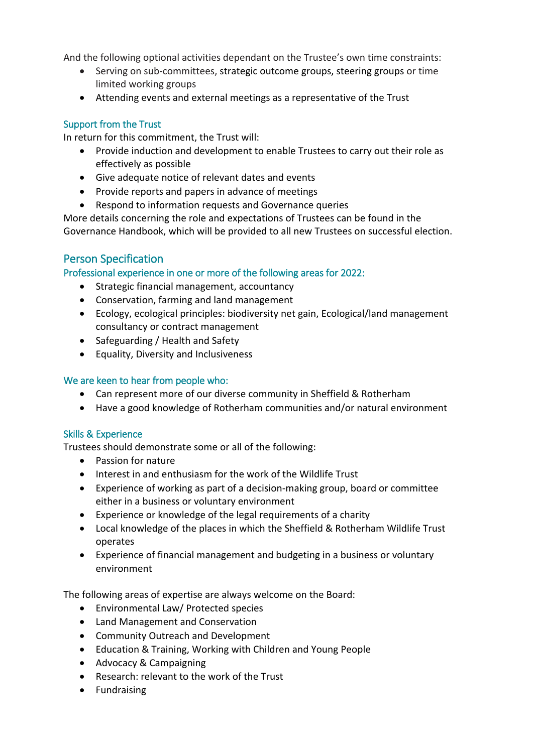And the following optional activities dependant on the Trustee's own time constraints:

- Serving on sub-committees, strategic outcome groups, steering groups or time limited working groups
- Attending events and external meetings as a representative of the Trust

### Support from the Trust

In return for this commitment, the Trust will:

- Provide induction and development to enable Trustees to carry out their role as effectively as possible
- Give adequate notice of relevant dates and events
- Provide reports and papers in advance of meetings
- Respond to information requests and Governance queries

More details concerning the role and expectations of Trustees can be found in the Governance Handbook, which will be provided to all new Trustees on successful election.

## Person Specification

### Professional experience in one or more of the following areas for 2022:

- Strategic financial management, accountancy
- Conservation, farming and land management
- Ecology, ecological principles: biodiversity net gain, Ecological/land management consultancy or contract management
- Safeguarding / Health and Safety
- Equality, Diversity and Inclusiveness

### We are keen to hear from people who:

- Can represent more of our diverse community in Sheffield & Rotherham
- Have a good knowledge of Rotherham communities and/or natural environment

### Skills & Experience

Trustees should demonstrate some or all of the following:

- Passion for nature
- Interest in and enthusiasm for the work of the Wildlife Trust
- Experience of working as part of a decision-making group, board or committee either in a business or voluntary environment
- Experience or knowledge of the legal requirements of a charity
- Local knowledge of the places in which the Sheffield & Rotherham Wildlife Trust operates
- Experience of financial management and budgeting in a business or voluntary environment

The following areas of expertise are always welcome on the Board:

- Environmental Law/ Protected species
- Land Management and Conservation
- Community Outreach and Development
- Education & Training, Working with Children and Young People
- Advocacy & Campaigning
- Research: relevant to the work of the Trust
- Fundraising